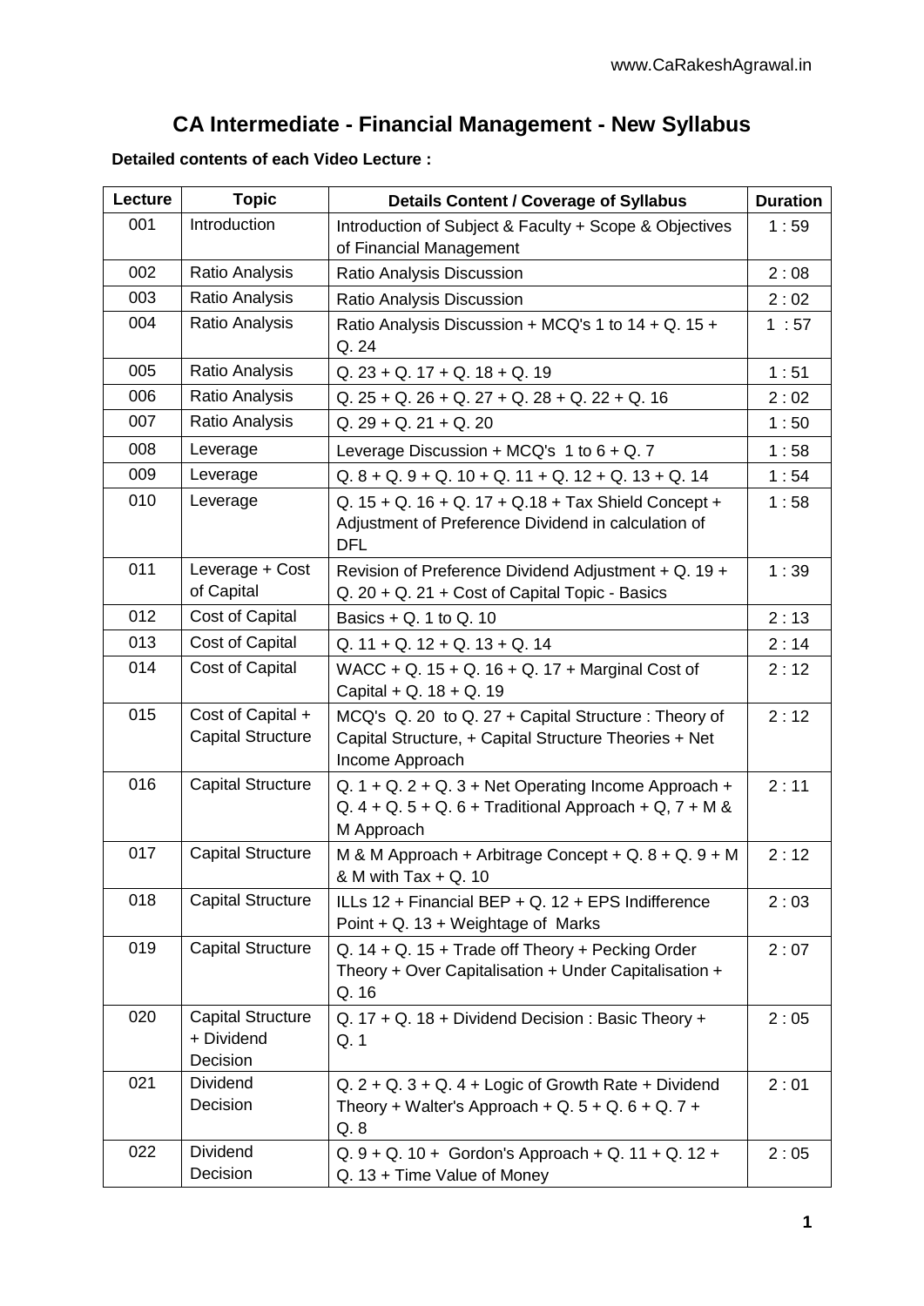# CA Intermediate - Financial Management - New Syllabus

**Detailed contents of each Video Lecture :**

| Lecture | Topic | Details Content / Coverage of Syllabus | Duration |
|---|---|---|---|
| 001 | Introduction | Introduction of Subject & Faculty + Scope & Objectives of Financial Management | 1 : 59 |
| 002 | Ratio Analysis | Ratio Analysis Discussion | 2 : 08 |
| 003 | Ratio Analysis | Ratio Analysis Discussion | 2 : 02 |
| 004 | Ratio Analysis | Ratio Analysis Discussion + MCQ's 1 to 14 + Q. 15 + Q. 24 | 1 : 57 |
| 005 | Ratio Analysis | Q. 23 + Q. 17 + Q. 18 + Q. 19 | 1 : 51 |
| 006 | Ratio Analysis | Q. 25 + Q. 26 + Q. 27 + Q. 28 + Q. 22 + Q. 16 | 2 : 02 |
| 007 | Ratio Analysis | Q. 29 + Q. 21 + Q. 20 | 1 : 50 |
| 008 | Leverage | Leverage Discussion + MCQ's 1 to 6 + Q. 7 | 1 : 58 |
| 009 | Leverage | Q. 8 + Q. 9 + Q. 10 + Q. 11 + Q. 12 + Q. 13 + Q. 14 | 1 : 54 |
| 010 | Leverage | Q. 15 + Q. 16 + Q. 17 + Q.18 + Tax Shield Concept + Adjustment of Preference Dividend in calculation of DFL | 1 : 58 |
| 011 | Leverage + Cost of Capital | Revision of Preference Dividend Adjustment + Q. 19 + Q. 20 + Q. 21 + Cost of Capital Topic - Basics | 1 : 39 |
| 012 | Cost of Capital | Basics + Q. 1 to Q. 10 | 2 : 13 |
| 013 | Cost of Capital | Q. 11 + Q. 12 + Q. 13 + Q. 14 | 2 : 14 |
| 014 | Cost of Capital | WACC + Q. 15 + Q. 16 + Q. 17 + Marginal Cost of Capital + Q. 18 + Q. 19 | 2 : 12 |
| 015 | Cost of Capital + Capital Structure | MCQ's Q. 20 to Q. 27 + Capital Structure : Theory of Capital Structure, + Capital Structure Theories + Net Income Approach | 2 : 12 |
| 016 | Capital Structure | Q. 1 + Q. 2 + Q. 3 + Net Operating Income Approach + Q. 4 + Q. 5 + Q. 6 + Traditional Approach + Q, 7 + M & M Approach | 2 : 11 |
| 017 | Capital Structure | M & M Approach + Arbitrage Concept + Q. 8 + Q. 9 + M & M with Tax + Q. 10 | 2 : 12 |
| 018 | Capital Structure | ILLs 12 + Financial BEP + Q. 12 + EPS Indifference Point + Q. 13 + Weightage of Marks | 2 : 03 |
| 019 | Capital Structure | Q. 14 + Q. 15 + Trade off Theory + Pecking Order Theory + Over Capitalisation + Under Capitalisation + Q. 16 | 2 : 07 |
| 020 | Capital Structure + Dividend Decision | Q. 17 + Q. 18 + Dividend Decision : Basic Theory + Q. 1 | 2 : 05 |
| 021 | Dividend Decision | Q. 2 + Q. 3 + Q. 4 + Logic of Growth Rate + Dividend Theory + Walter's Approach + Q. 5 + Q. 6 + Q. 7 + Q. 8 | 2 : 01 |
| 022 | Dividend Decision | Q. 9 + Q. 10 + Gordon's Approach + Q. 11 + Q. 12 + Q. 13 + Time Value of Money | 2 : 05 |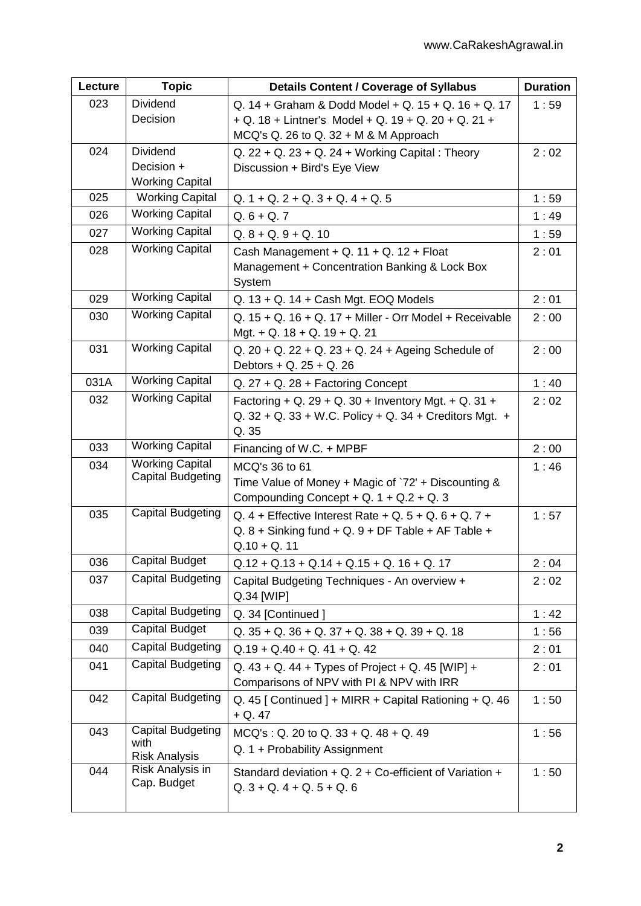| Lecture | Topic | Details Content / Coverage of Syllabus | Duration |
| --- | --- | --- | --- |
| 023 | Dividend Decision | Q. 14 + Graham & Dodd Model + Q. 15 + Q. 16 + Q. 17 + Q. 18 + Lintner's Model + Q. 19 + Q. 20 + Q. 21 + MCQ's Q. 26 to Q. 32 + M & M Approach | 1 : 59 |
| 024 | Dividend Decision + Working Capital | Q. 22 + Q. 23 + Q. 24 + Working Capital : Theory Discussion + Bird's Eye View | 2 : 02 |
| 025 | Working Capital | Q. 1 + Q. 2 + Q. 3 + Q. 4 + Q. 5 | 1 : 59 |
| 026 | Working Capital | Q. 6 + Q. 7 | 1 : 49 |
| 027 | Working Capital | Q. 8 + Q. 9 + Q. 10 | 1 : 59 |
| 028 | Working Capital | Cash Management + Q. 11 + Q. 12 + Float Management + Concentration Banking & Lock Box System | 2 : 01 |
| 029 | Working Capital | Q. 13 + Q. 14 + Cash Mgt. EOQ Models | 2 : 01 |
| 030 | Working Capital | Q. 15 + Q. 16 + Q. 17 + Miller - Orr Model + Receivable Mgt. + Q. 18 + Q. 19 + Q. 21 | 2 : 00 |
| 031 | Working Capital | Q. 20 + Q. 22 + Q. 23 + Q. 24 + Ageing Schedule of Debtors + Q. 25 + Q. 26 | 2 : 00 |
| 031A | Working Capital | Q. 27 + Q. 28 + Factoring Concept | 1 : 40 |
| 032 | Working Capital | Factoring + Q. 29 + Q. 30 + Inventory Mgt. + Q. 31 + Q. 32 + Q. 33 + W.C. Policy + Q. 34 + Creditors Mgt. + Q. 35 | 2 : 02 |
| 033 | Working Capital | Financing of W.C. + MPBF | 2 : 00 |
| 034 | Working Capital<br>Capital Budgeting | MCQ's 36 to 61<br>Time Value of Money + Magic of `72' + Discounting & Compounding Concept + Q. 1 + Q.2 + Q. 3 | 1 : 46 |
| 035 | Capital Budgeting | Q. 4 + Effective Interest Rate + Q. 5 + Q. 6 + Q. 7 + Q. 8 + Sinking fund + Q. 9 + DF Table + AF Table + Q.10 + Q. 11 | 1 : 57 |
| 036 | Capital Budget | Q.12 + Q.13 + Q.14 + Q.15 + Q. 16 + Q. 17 | 2 : 04 |
| 037 | Capital Budgeting | Capital Budgeting Techniques - An overview + Q.34 [WIP] | 2 : 02 |
| 038 | Capital Budgeting | Q. 34 [Continued ] | 1 : 42 |
| 039 | Capital Budget | Q. 35 + Q. 36 + Q. 37 + Q. 38 + Q. 39 + Q. 18 | 1 : 56 |
| 040 | Capital Budgeting | Q.19 + Q.40 + Q. 41 + Q. 42 | 2 : 01 |
| 041 | Capital Budgeting | Q. 43 + Q. 44 + Types of Project + Q. 45 [WIP] + Comparisons of NPV with PI & NPV with IRR | 2 : 01 |
| 042 | Capital Budgeting | Q. 45 [ Continued ] + MIRR + Capital Rationing + Q. 46 + Q. 47 | 1 : 50 |
| 043 | Capital Budgeting with Risk Analysis | MCQ's : Q. 20 to Q. 33 + Q. 48 + Q. 49<br>Q. 1 + Probability Assignment | 1 : 56 |
| 044 | Risk Analysis in Cap. Budget | Standard deviation + Q. 2 + Co-efficient of Variation + Q. 3 + Q. 4 + Q. 5 + Q. 6 | 1 : 50 |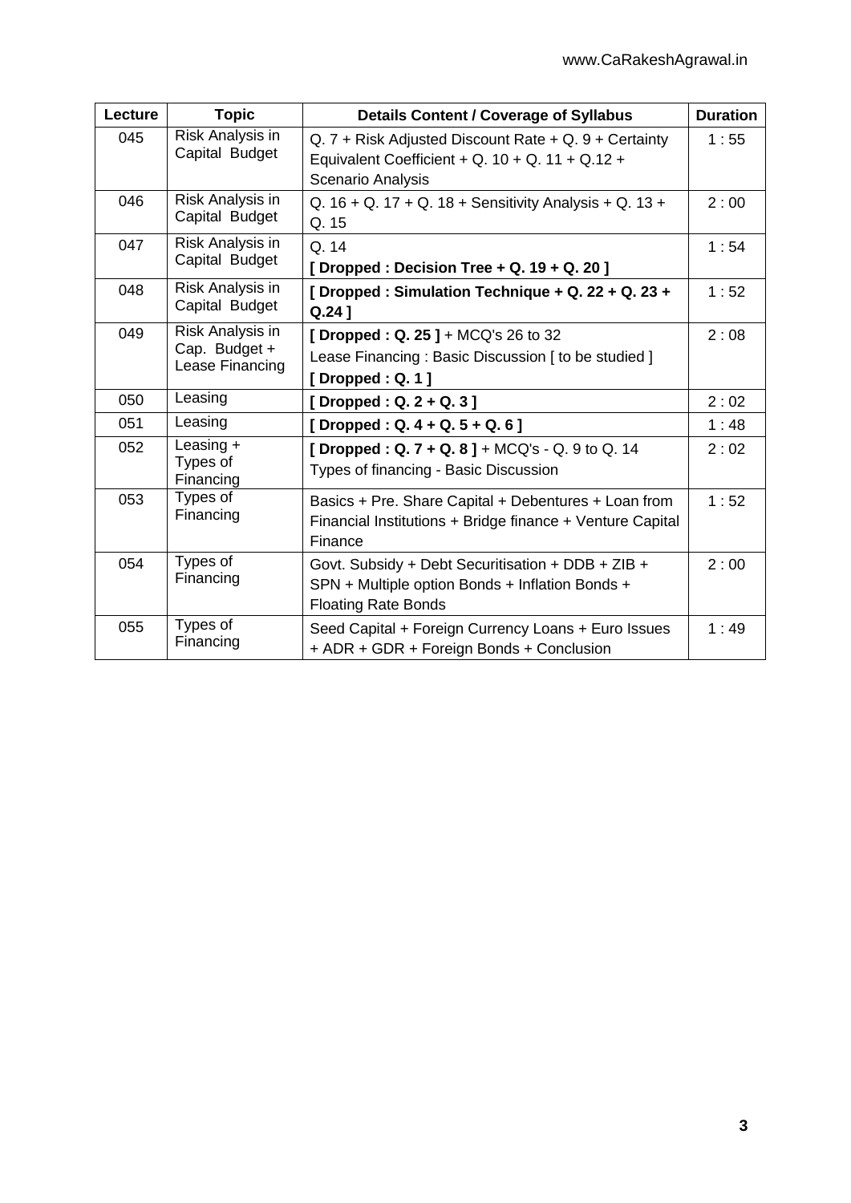| Lecture | Topic | Details Content / Coverage of Syllabus | Duration |
|---|---|---|---|
| 045 | Risk Analysis in Capital Budget | Q. 7 + Risk Adjusted Discount Rate + Q. 9 + Certainty Equivalent Coefficient + Q. 10 + Q. 11 + Q.12 + Scenario Analysis | 1 : 55 |
| 046 | Risk Analysis in Capital Budget | Q. 16 + Q. 17 + Q. 18 + Sensitivity Analysis + Q. 13 + Q. 15 | 2 : 00 |
| 047 | Risk Analysis in Capital Budget | Q. 14 **[ Dropped : Decision Tree + Q. 19 + Q. 20 ]** | 1 : 54 |
| 048 | Risk Analysis in Capital Budget | **[ Dropped : Simulation Technique + Q. 22 + Q. 23 + Q.24 ]** | 1 : 52 |
| 049 | Risk Analysis in Cap. Budget + Lease Financing | **[ Dropped : Q. 25 ]** + MCQ's 26 to 32 Lease Financing : Basic Discussion [ to be studied ] **[ Dropped : Q. 1 ]** | 2 : 08 |
| 050 | Leasing | **[ Dropped : Q. 2 + Q. 3 ]** | 2 : 02 |
| 051 | Leasing | **[ Dropped : Q. 4 + Q. 5 + Q. 6 ]** | 1 : 48 |
| 052 | Leasing + Types of Financing | **[ Dropped : Q. 7 + Q. 8 ]** + MCQ's - Q. 9 to Q. 14 Types of financing - Basic Discussion | 2 : 02 |
| 053 | Types of Financing | Basics + Pre. Share Capital + Debentures + Loan from Financial Institutions + Bridge finance + Venture Capital Finance | 1 : 52 |
| 054 | Types of Financing | Govt. Subsidy + Debt Securitisation + DDB + ZIB + SPN + Multiple option Bonds + Inflation Bonds + Floating Rate Bonds | 2 : 00 |
| 055 | Types of Financing | Seed Capital + Foreign Currency Loans + Euro Issues + ADR + GDR + Foreign Bonds + Conclusion | 1 : 49 |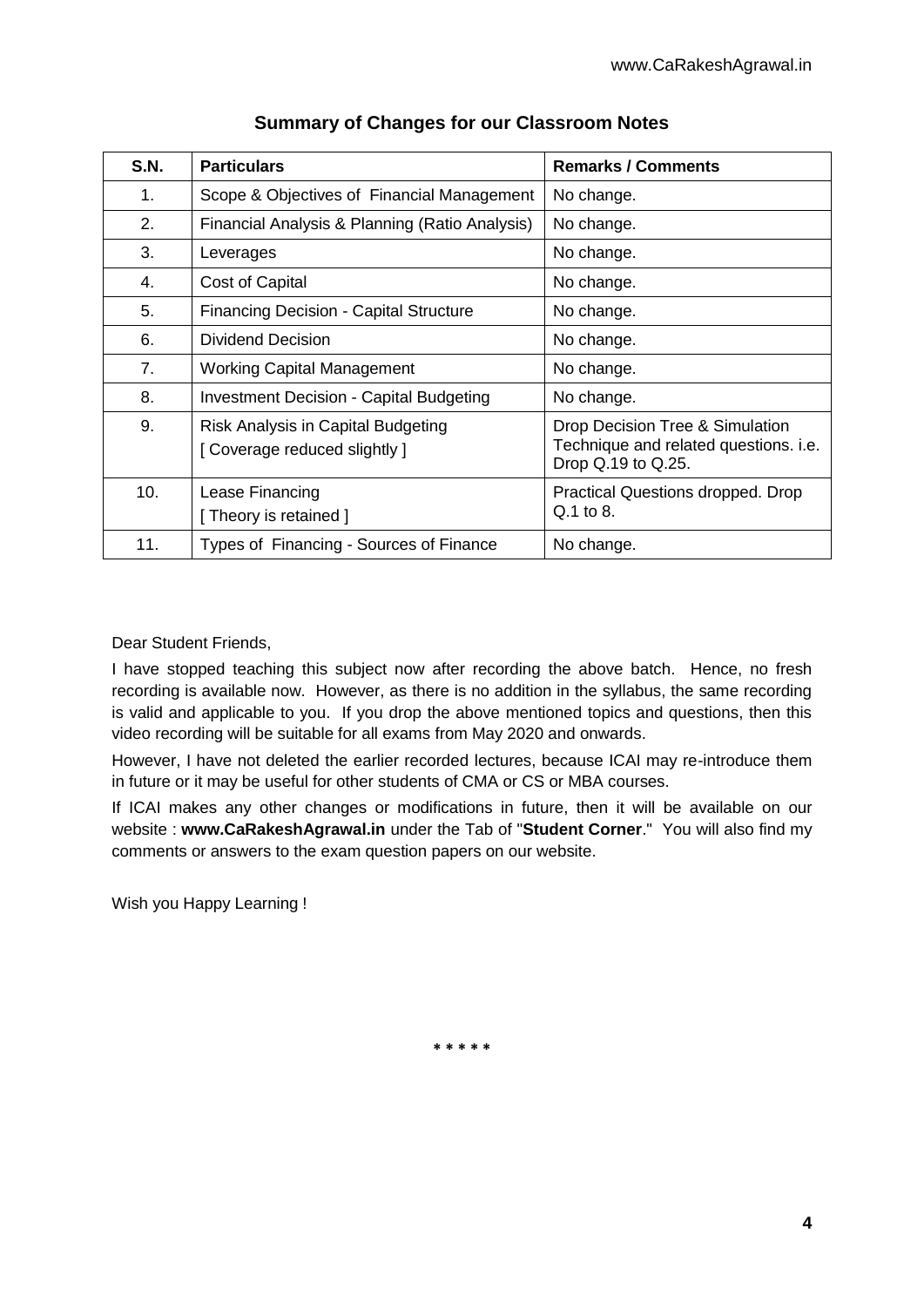## Summary of Changes for our Classroom Notes

| S.N. | Particulars | Remarks / Comments |
|---|---|---|
| 1. | Scope & Objectives of Financial Management | No change. |
| 2. | Financial Analysis & Planning (Ratio Analysis) | No change. |
| 3. | Leverages | No change. |
| 4. | Cost of Capital | No change. |
| 5. | Financing Decision - Capital Structure | No change. |
| 6. | Dividend Decision | No change. |
| 7. | Working Capital Management | No change. |
| 8. | Investment Decision - Capital Budgeting | No change. |
| 9. | Risk Analysis in Capital Budgeting [ Coverage reduced slightly ] | Drop Decision Tree & Simulation Technique and related questions. i.e. Drop Q.19 to Q.25. |
| 10. | Lease Financing [ Theory is retained ] | Practical Questions dropped. Drop Q.1 to 8. |
| 11. | Types of Financing - Sources of Finance | No change. |

Dear Student Friends,

I have stopped teaching this subject now after recording the above batch. Hence, no fresh recording is available now. However, as there is no addition in the syllabus, the same recording is valid and applicable to you. If you drop the above mentioned topics and questions, then this video recording will be suitable for all exams from May 2020 and onwards.

However, I have not deleted the earlier recorded lectures, because ICAI may re-introduce them in future or it may be useful for other students of CMA or CS or MBA courses.

If ICAI makes any other changes or modifications in future, then it will be available on our website : **www.CaRakeshAgrawal.in** under the Tab of "**Student Corner**." You will also find my comments or answers to the exam question papers on our website.

Wish you Happy Learning !

\* \* \* \* \*